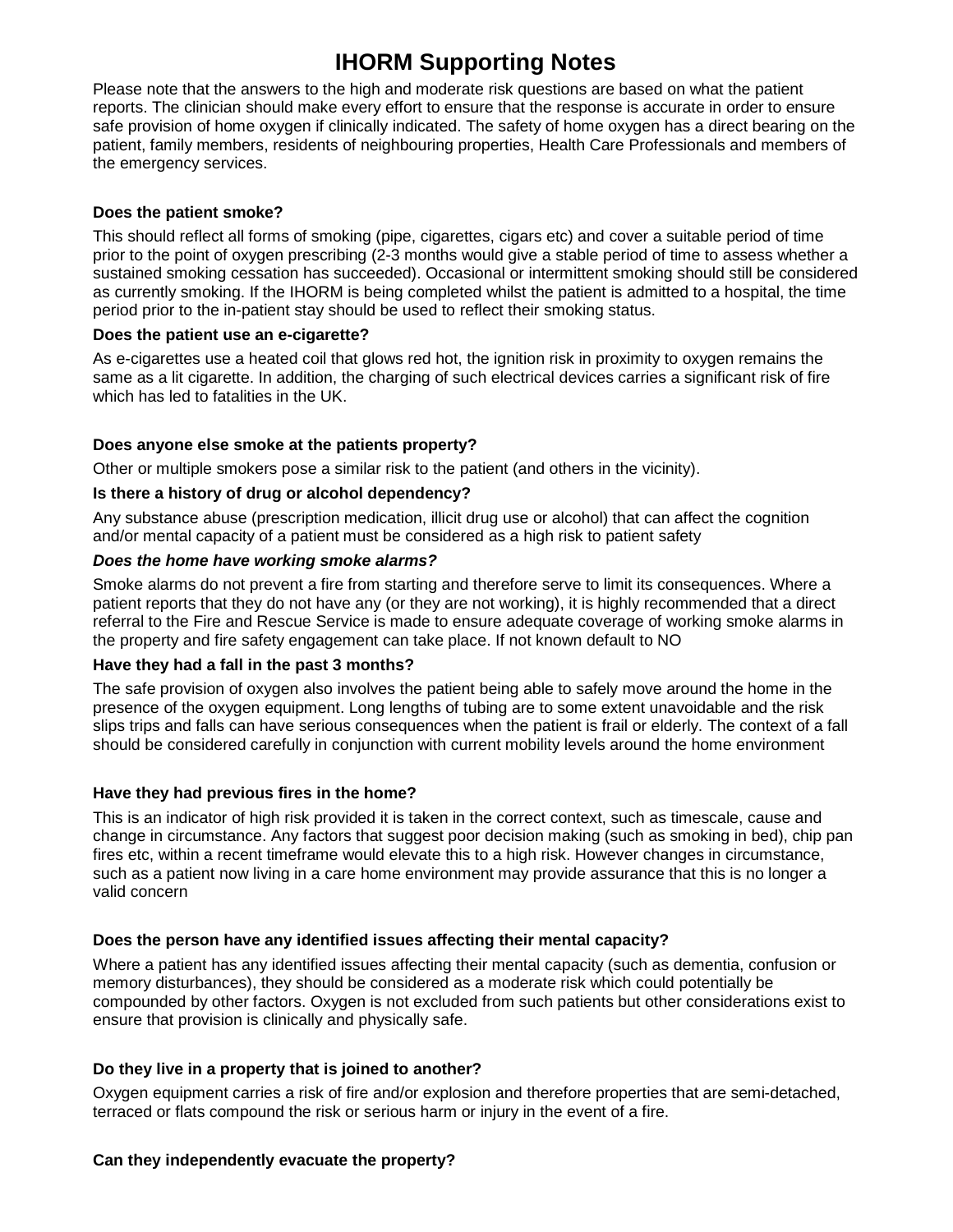# IHORM Supporting Notes

Please note that the answers to the high and moderate risk questions are based on what the patient reports. The clinician should make every effort to ensure that the response is accurate in order to ensure safe provision of home oxygen if clinically indicated. The safety of home oxygen has a direct bearing on the patient, family members, residents of neighbouring properties, Health Care Professionals and members of the emergency services.

**Does the patient smoke?**

This should reflect all forms of smoking (pipe, cigarettes, cigars etc) and cover a suitable period of time prior to the point of oxygen prescribing (2-3 months would give a stable period of time to assess whether a sustained smoking cessation has succeeded). Occasional or intermittent smoking should still be considered as currently smoking. If the IHORM is being completed whilst the patient is admitted to a hospital, the time period prior to the in-patient stay should be used to reflect their smoking status.

**Does the patient use an e-cigarette?**

As e-cigarettes use a heated coil that glows red hot, the ignition risk in proximity to oxygen remains the same as a lit cigarette. In addition, the charging of such electrical devices carries a significant risk of fire which has led to fatalities in the UK.

**Does anyone else smoke at the patients property?**

Other or multiple smokers pose a similar risk to the patient (and others in the vicinity).

**Is there a history of drug or alcohol dependency?**

Any substance abuse (prescription medication, illicit drug use or alcohol) that can affect the cognition and/or mental capacity of a patient must be considered as a high risk to patient safety

***Does the home have working smoke alarms?***

Smoke alarms do not prevent a fire from starting and therefore serve to limit its consequences. Where a patient reports that they do not have any (or they are not working), it is highly recommended that a direct referral to the Fire and Rescue Service is made to ensure adequate coverage of working smoke alarms in the property and fire safety engagement can take place. If not known default to NO

**Have they had a fall in the past 3 months?**

The safe provision of oxygen also involves the patient being able to safely move around the home in the presence of the oxygen equipment. Long lengths of tubing are to some extent unavoidable and the risk slips trips and falls can have serious consequences when the patient is frail or elderly. The context of a fall should be considered carefully in conjunction with current mobility levels around the home environment

**Have they had previous fires in the home?**

This is an indicator of high risk provided it is taken in the correct context, such as timescale, cause and change in circumstance. Any factors that suggest poor decision making (such as smoking in bed), chip pan fires etc, within a recent timeframe would elevate this to a high risk. However changes in circumstance, such as a patient now living in a care home environment may provide assurance that this is no longer a valid concern

**Does the person have any identified issues affecting their mental capacity?**

Where a patient has any identified issues affecting their mental capacity (such as dementia, confusion or memory disturbances), they should be considered as a moderate risk which could potentially be compounded by other factors. Oxygen is not excluded from such patients but other considerations exist to ensure that provision is clinically and physically safe.

**Do they live in a property that is joined to another?**

Oxygen equipment carries a risk of fire and/or explosion and therefore properties that are semi-detached, terraced or flats compound the risk or serious harm or injury in the event of a fire.

**Can they independently evacuate the property?**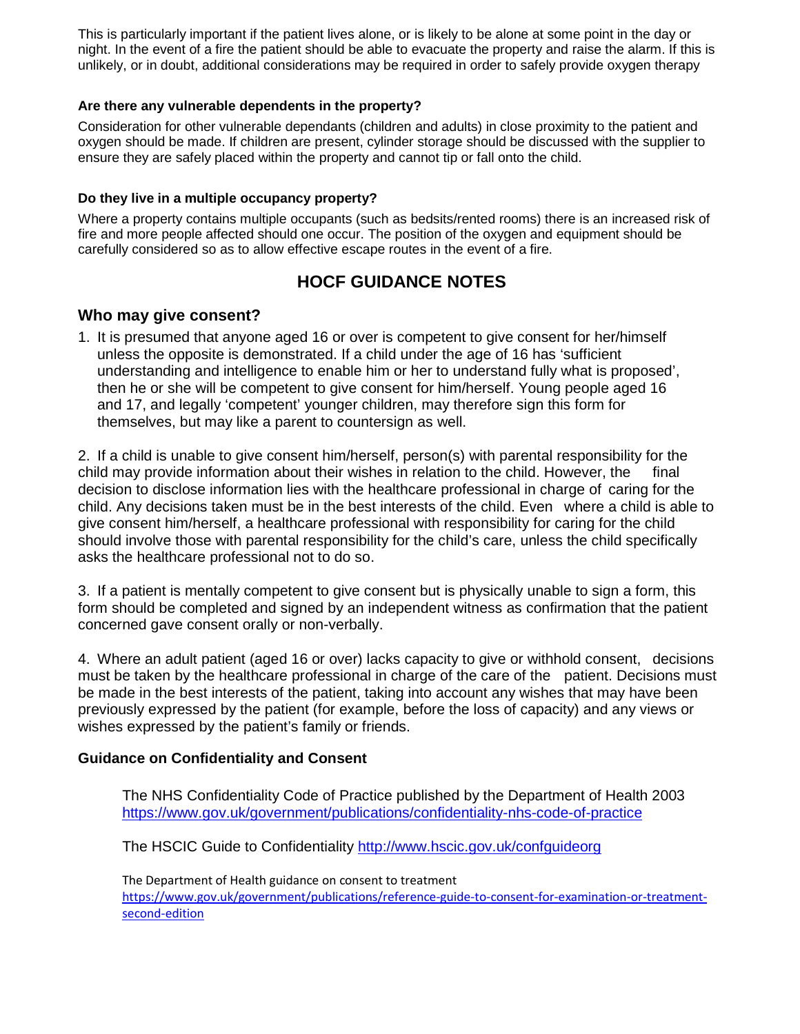This is particularly important if the patient lives alone, or is likely to be alone at some point in the day or night. In the event of a fire the patient should be able to evacuate the property and raise the alarm. If this is unlikely, or in doubt, additional considerations may be required in order to safely provide oxygen therapy

**Are there any vulnerable dependents in the property?**

Consideration for other vulnerable dependants (children and adults) in close proximity to the patient and oxygen should be made. If children are present, cylinder storage should be discussed with the supplier to ensure they are safely placed within the property and cannot tip or fall onto the child.

**Do they live in a multiple occupancy property?**

Where a property contains multiple occupants (such as bedsits/rented rooms) there is an increased risk of fire and more people affected should one occur. The position of the oxygen and equipment should be carefully considered so as to allow effective escape routes in the event of a fire.

# HOCF GUIDANCE NOTES

## Who may give consent?

1. It is presumed that anyone aged 16 or over is competent to give consent for her/himself unless the opposite is demonstrated. If a child under the age of 16 has 'sufficient understanding and intelligence to enable him or her to understand fully what is proposed', then he or she will be competent to give consent for him/herself. Young people aged 16 and 17, and legally 'competent' younger children, may therefore sign this form for themselves, but may like a parent to countersign as well.

2. If a child is unable to give consent him/herself, person(s) with parental responsibility for the child may provide information about their wishes in relation to the child. However, the final decision to disclose information lies with the healthcare professional in charge of caring for the child. Any decisions taken must be in the best interests of the child. Even where a child is able to give consent him/herself, a healthcare professional with responsibility for caring for the child should involve those with parental responsibility for the child's care, unless the child specifically asks the healthcare professional not to do so.

3. If a patient is mentally competent to give consent but is physically unable to sign a form, this form should be completed and signed by an independent witness as confirmation that the patient concerned gave consent orally or non-verbally.

4. Where an adult patient (aged 16 or over) lacks capacity to give or withhold consent, decisions must be taken by the healthcare professional in charge of the care of the patient. Decisions must be made in the best interests of the patient, taking into account any wishes that may have been previously expressed by the patient (for example, before the loss of capacity) and any views or wishes expressed by the patient's family or friends.

**Guidance on Confidentiality and Consent**

The NHS Confidentiality Code of Practice published by the Department of Health 2003 https://www.gov.uk/government/publications/confidentiality-nhs-code-of-practice

The HSCIC Guide to Confidentiality http://www.hscic.gov.uk/confguideorg

The Department of Health guidance on consent to treatment https://www.gov.uk/government/publications/reference-guide-to-consent-for-examination-or-treatment-second-edition